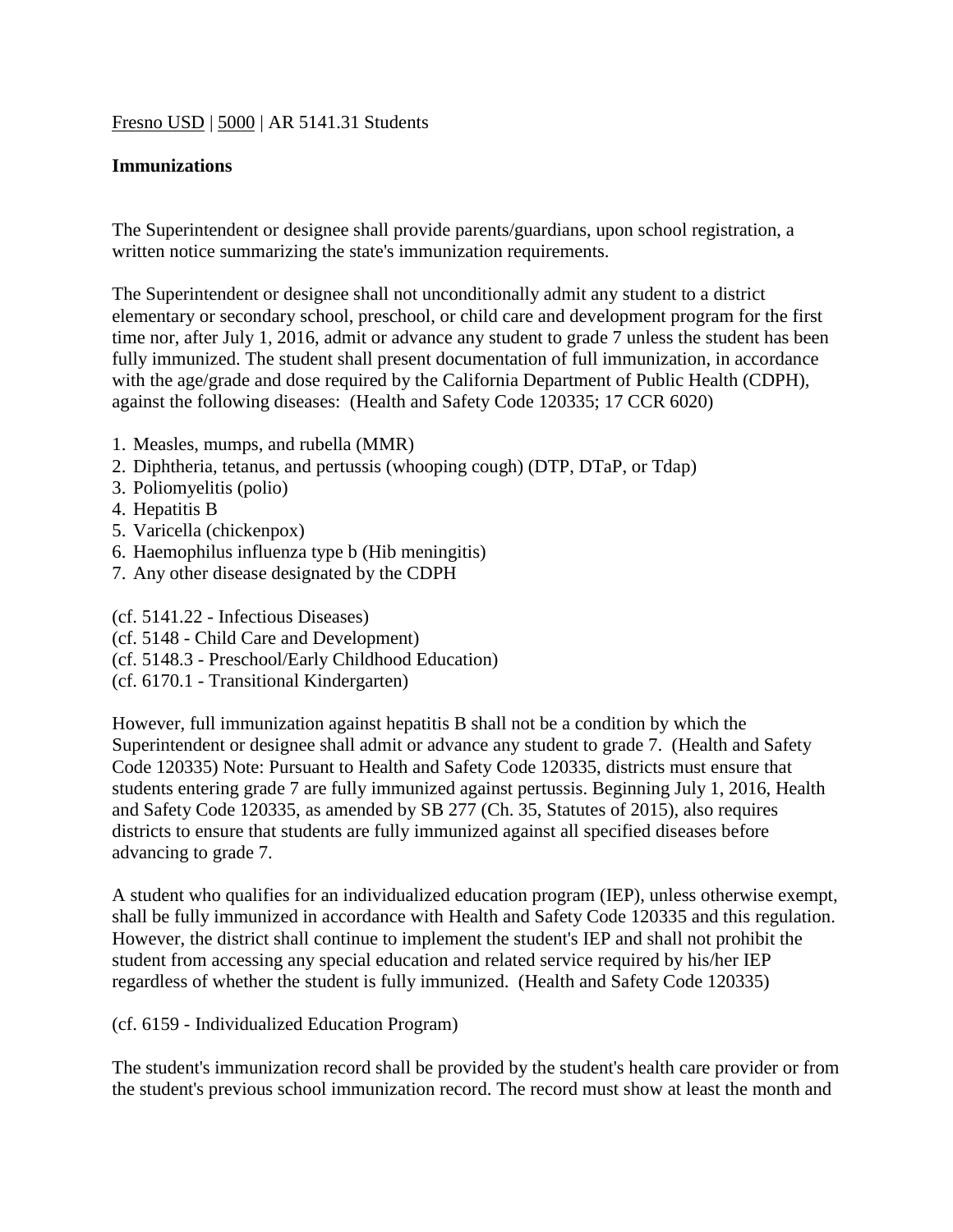Fresno USD | 5000 | AR 5141.31 Students

**Immunizations**

The Superintendent or designee shall provide parents/guardians, upon school registration, a written notice summarizing the state's immunization requirements.

The Superintendent or designee shall not unconditionally admit any student to a district elementary or secondary school, preschool, or child care and development program for the first time nor, after July 1, 2016, admit or advance any student to grade 7 unless the student has been fully immunized. The student shall present documentation of full immunization, in accordance with the age/grade and dose required by the California Department of Public Health (CDPH), against the following diseases: (Health and Safety Code 120335; 17 CCR 6020)

1. Measles, mumps, and rubella (MMR)
2. Diphtheria, tetanus, and pertussis (whooping cough) (DTP, DTaP, or Tdap)
3. Poliomyelitis (polio)
4. Hepatitis B
5. Varicella (chickenpox)
6. Haemophilus influenza type b (Hib meningitis)
7. Any other disease designated by the CDPH

(cf. 5141.22 - Infectious Diseases)
(cf. 5148 - Child Care and Development)
(cf. 5148.3 - Preschool/Early Childhood Education)
(cf. 6170.1 - Transitional Kindergarten)

However, full immunization against hepatitis B shall not be a condition by which the Superintendent or designee shall admit or advance any student to grade 7. (Health and Safety Code 120335) Note: Pursuant to Health and Safety Code 120335, districts must ensure that students entering grade 7 are fully immunized against pertussis. Beginning July 1, 2016, Health and Safety Code 120335, as amended by SB 277 (Ch. 35, Statutes of 2015), also requires districts to ensure that students are fully immunized against all specified diseases before advancing to grade 7.

A student who qualifies for an individualized education program (IEP), unless otherwise exempt, shall be fully immunized in accordance with Health and Safety Code 120335 and this regulation. However, the district shall continue to implement the student's IEP and shall not prohibit the student from accessing any special education and related service required by his/her IEP regardless of whether the student is fully immunized. (Health and Safety Code 120335)

(cf. 6159 - Individualized Education Program)

The student's immunization record shall be provided by the student's health care provider or from the student's previous school immunization record. The record must show at least the month and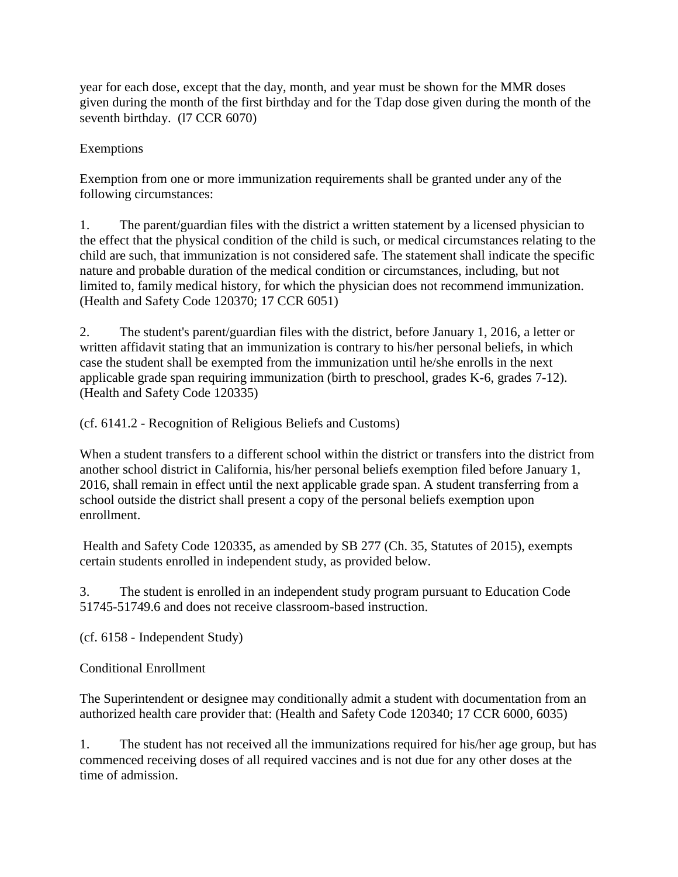year for each dose, except that the day, month, and year must be shown for the MMR doses given during the month of the first birthday and for the Tdap dose given during the month of the seventh birthday. (l7 CCR 6070)

Exemptions

Exemption from one or more immunization requirements shall be granted under any of the following circumstances:

1. The parent/guardian files with the district a written statement by a licensed physician to the effect that the physical condition of the child is such, or medical circumstances relating to the child are such, that immunization is not considered safe. The statement shall indicate the specific nature and probable duration of the medical condition or circumstances, including, but not limited to, family medical history, for which the physician does not recommend immunization. (Health and Safety Code 120370; 17 CCR 6051)

2. The student's parent/guardian files with the district, before January 1, 2016, a letter or written affidavit stating that an immunization is contrary to his/her personal beliefs, in which case the student shall be exempted from the immunization until he/she enrolls in the next applicable grade span requiring immunization (birth to preschool, grades K-6, grades 7-12). (Health and Safety Code 120335)

(cf. 6141.2 - Recognition of Religious Beliefs and Customs)

When a student transfers to a different school within the district or transfers into the district from another school district in California, his/her personal beliefs exemption filed before January 1, 2016, shall remain in effect until the next applicable grade span. A student transferring from a school outside the district shall present a copy of the personal beliefs exemption upon enrollment.

Health and Safety Code 120335, as amended by SB 277 (Ch. 35, Statutes of 2015), exempts certain students enrolled in independent study, as provided below.

3. The student is enrolled in an independent study program pursuant to Education Code 51745-51749.6 and does not receive classroom-based instruction.

(cf. 6158 - Independent Study)

Conditional Enrollment

The Superintendent or designee may conditionally admit a student with documentation from an authorized health care provider that: (Health and Safety Code 120340; 17 CCR 6000, 6035)

1. The student has not received all the immunizations required for his/her age group, but has commenced receiving doses of all required vaccines and is not due for any other doses at the time of admission.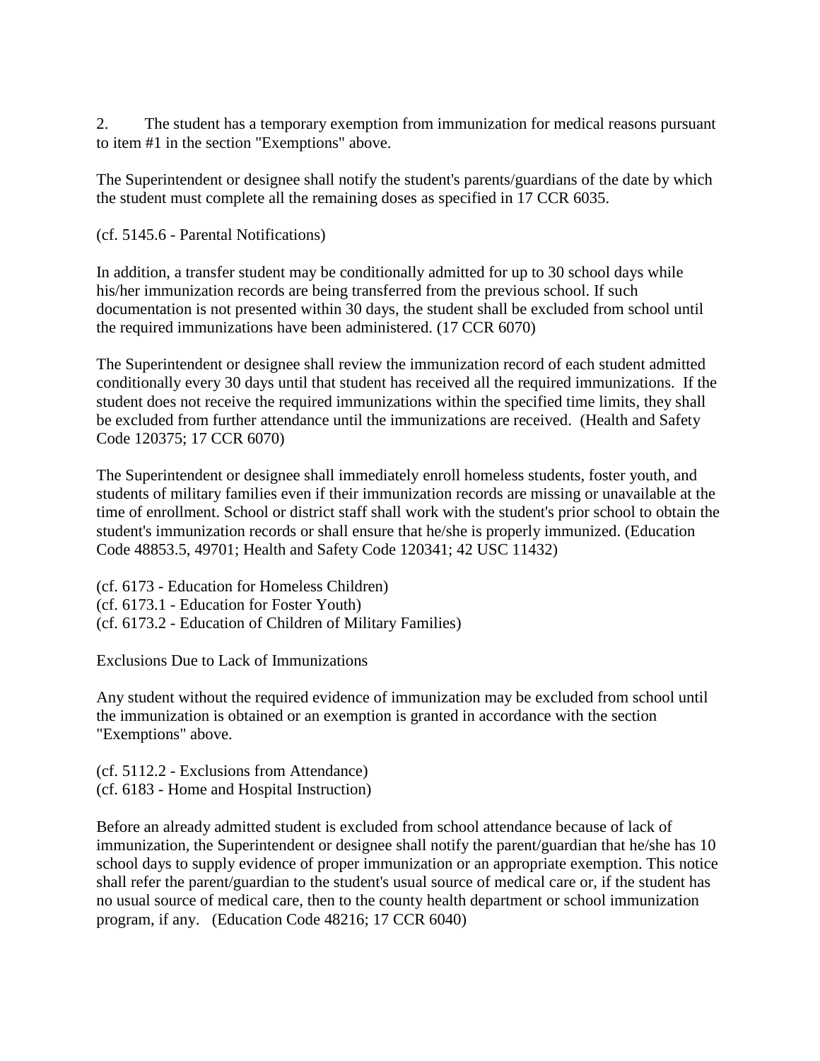2. The student has a temporary exemption from immunization for medical reasons pursuant to item #1 in the section "Exemptions" above.

The Superintendent or designee shall notify the student's parents/guardians of the date by which the student must complete all the remaining doses as specified in 17 CCR 6035.

(cf. 5145.6 - Parental Notifications)

In addition, a transfer student may be conditionally admitted for up to 30 school days while his/her immunization records are being transferred from the previous school. If such documentation is not presented within 30 days, the student shall be excluded from school until the required immunizations have been administered. (17 CCR 6070)

The Superintendent or designee shall review the immunization record of each student admitted conditionally every 30 days until that student has received all the required immunizations. If the student does not receive the required immunizations within the specified time limits, they shall be excluded from further attendance until the immunizations are received. (Health and Safety Code 120375; 17 CCR 6070)

The Superintendent or designee shall immediately enroll homeless students, foster youth, and students of military families even if their immunization records are missing or unavailable at the time of enrollment. School or district staff shall work with the student's prior school to obtain the student's immunization records or shall ensure that he/she is properly immunized. (Education Code 48853.5, 49701; Health and Safety Code 120341; 42 USC 11432)

(cf. 6173 - Education for Homeless Children)
(cf. 6173.1 - Education for Foster Youth)
(cf. 6173.2 - Education of Children of Military Families)

Exclusions Due to Lack of Immunizations

Any student without the required evidence of immunization may be excluded from school until the immunization is obtained or an exemption is granted in accordance with the section "Exemptions" above.

(cf. 5112.2 - Exclusions from Attendance)
(cf. 6183 - Home and Hospital Instruction)

Before an already admitted student is excluded from school attendance because of lack of immunization, the Superintendent or designee shall notify the parent/guardian that he/she has 10 school days to supply evidence of proper immunization or an appropriate exemption. This notice shall refer the parent/guardian to the student's usual source of medical care or, if the student has no usual source of medical care, then to the county health department or school immunization program, if any. (Education Code 48216; 17 CCR 6040)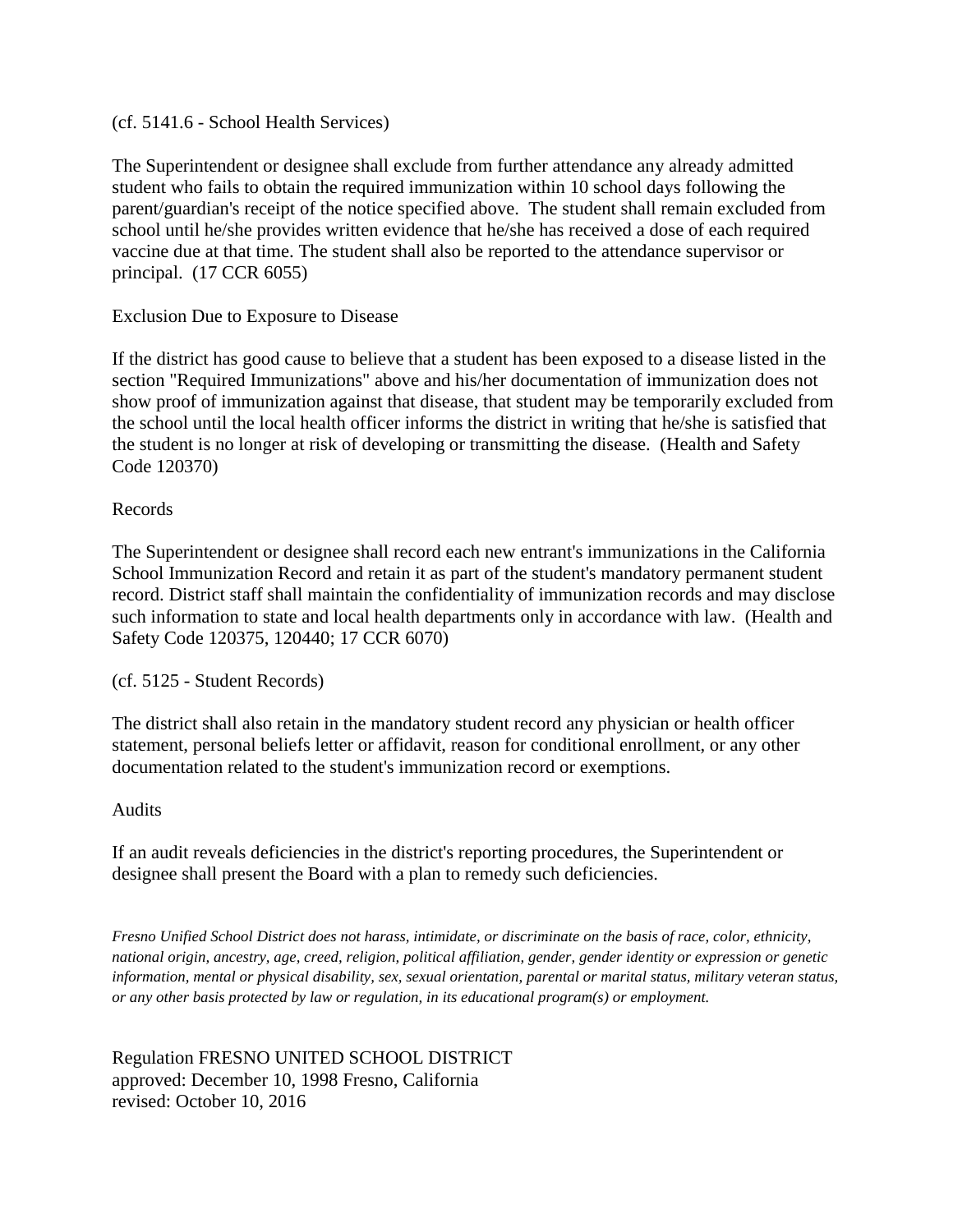(cf. 5141.6 - School Health Services)

The Superintendent or designee shall exclude from further attendance any already admitted student who fails to obtain the required immunization within 10 school days following the parent/guardian's receipt of the notice specified above. The student shall remain excluded from school until he/she provides written evidence that he/she has received a dose of each required vaccine due at that time. The student shall also be reported to the attendance supervisor or principal. (17 CCR 6055)

## Exclusion Due to Exposure to Disease

If the district has good cause to believe that a student has been exposed to a disease listed in the section "Required Immunizations" above and his/her documentation of immunization does not show proof of immunization against that disease, that student may be temporarily excluded from the school until the local health officer informs the district in writing that he/she is satisfied that the student is no longer at risk of developing or transmitting the disease. (Health and Safety Code 120370)

## Records

The Superintendent or designee shall record each new entrant's immunizations in the California School Immunization Record and retain it as part of the student's mandatory permanent student record. District staff shall maintain the confidentiality of immunization records and may disclose such information to state and local health departments only in accordance with law. (Health and Safety Code 120375, 120440; 17 CCR 6070)

(cf. 5125 - Student Records)

The district shall also retain in the mandatory student record any physician or health officer statement, personal beliefs letter or affidavit, reason for conditional enrollment, or any other documentation related to the student's immunization record or exemptions.

## Audits

If an audit reveals deficiencies in the district's reporting procedures, the Superintendent or designee shall present the Board with a plan to remedy such deficiencies.

*Fresno Unified School District does not harass, intimidate, or discriminate on the basis of race, color, ethnicity, national origin, ancestry, age, creed, religion, political affiliation, gender, gender identity or expression or genetic information, mental or physical disability, sex, sexual orientation, parental or marital status, military veteran status, or any other basis protected by law or regulation, in its educational program(s) or employment.*

Regulation FRESNO UNITED SCHOOL DISTRICT
approved: December 10, 1998 Fresno, California
revised: October 10, 2016